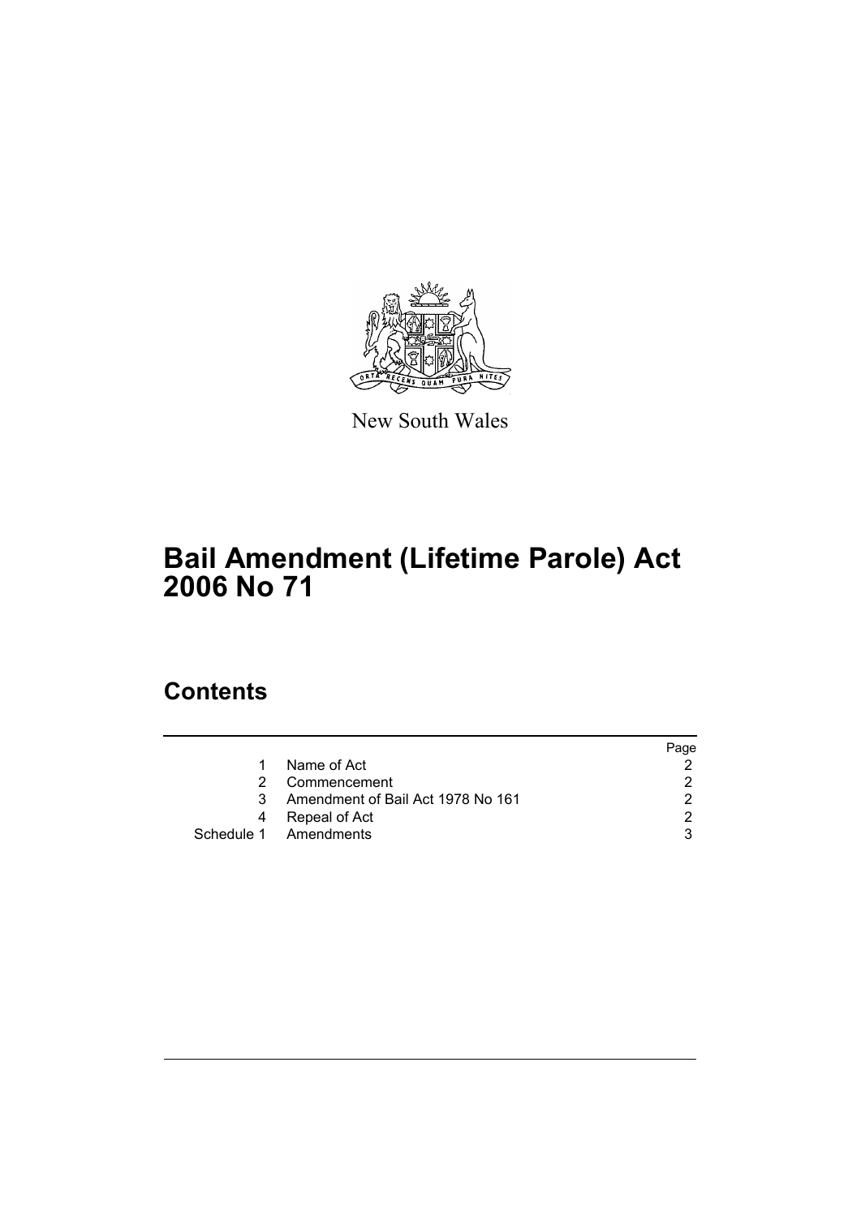New South Wales

# Bail Amendment (Lifetime Parole) Act 2006 No 71

## Contents

| | | Page |
|---|---|---|
| 1 | Name of Act | 2 |
| 2 | Commencement | 2 |
| 3 | Amendment of Bail Act 1978 No 161 | 2 |
| 4 | Repeal of Act | 2 |
| Schedule 1 | Amendments | 3 |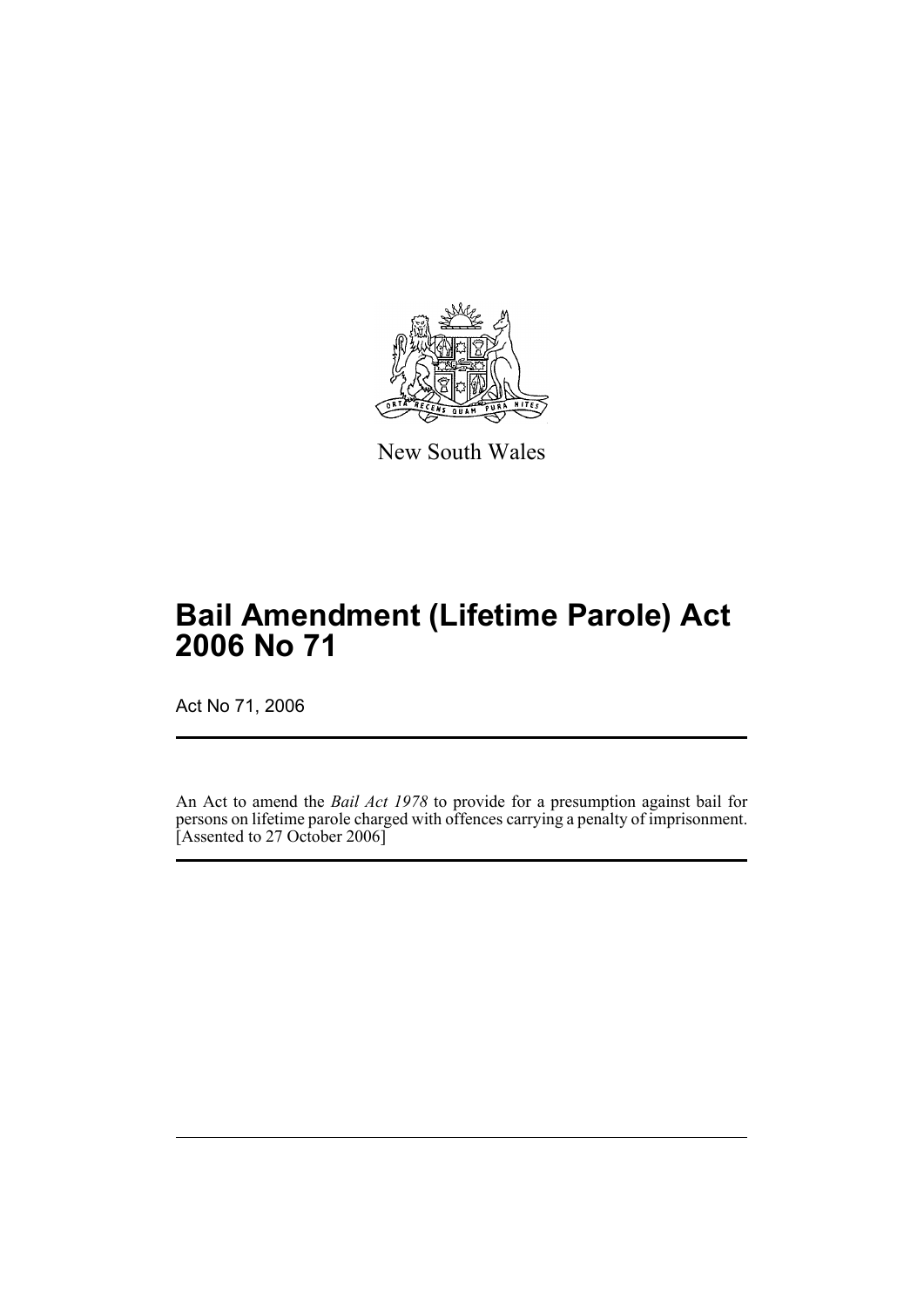New South Wales

# Bail Amendment (Lifetime Parole) Act 2006 No 71

Act No 71, 2006

An Act to amend the *Bail Act 1978* to provide for a presumption against bail for persons on lifetime parole charged with offences carrying a penalty of imprisonment. [Assented to 27 October 2006]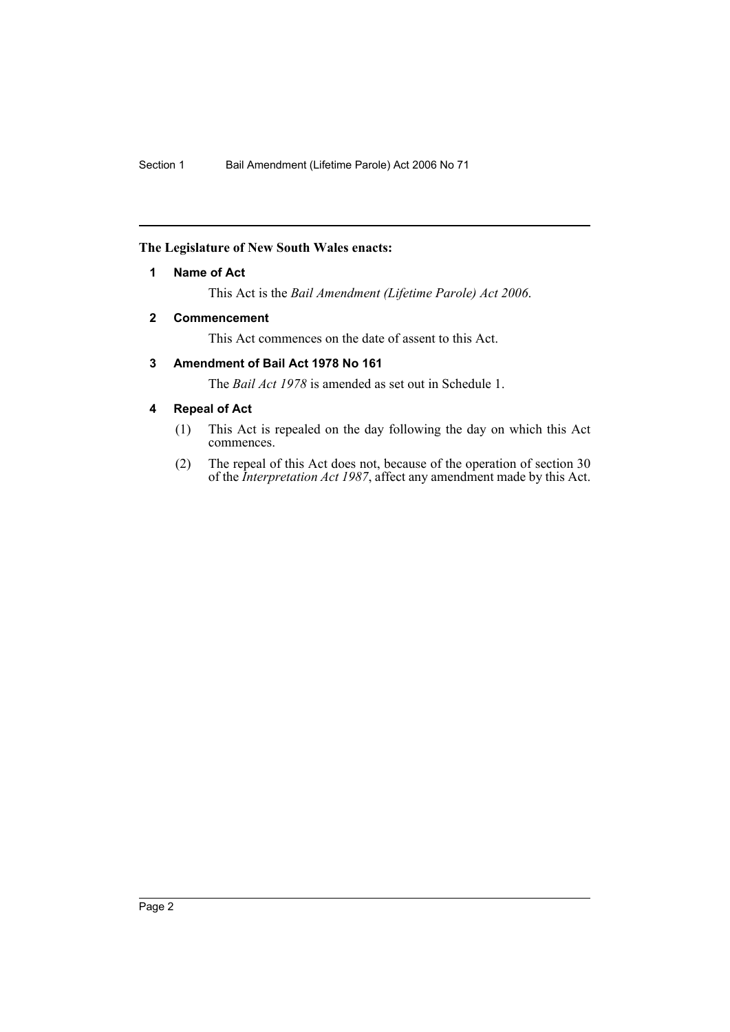**The Legislature of New South Wales enacts:**

## 1 Name of Act

This Act is the *Bail Amendment (Lifetime Parole) Act 2006*.

## 2 Commencement

This Act commences on the date of assent to this Act.

## 3 Amendment of Bail Act 1978 No 161

The *Bail Act 1978* is amended as set out in Schedule 1.

## 4 Repeal of Act

(1) This Act is repealed on the day following the day on which this Act commences.

(2) The repeal of this Act does not, because of the operation of section 30 of the *Interpretation Act 1987*, affect any amendment made by this Act.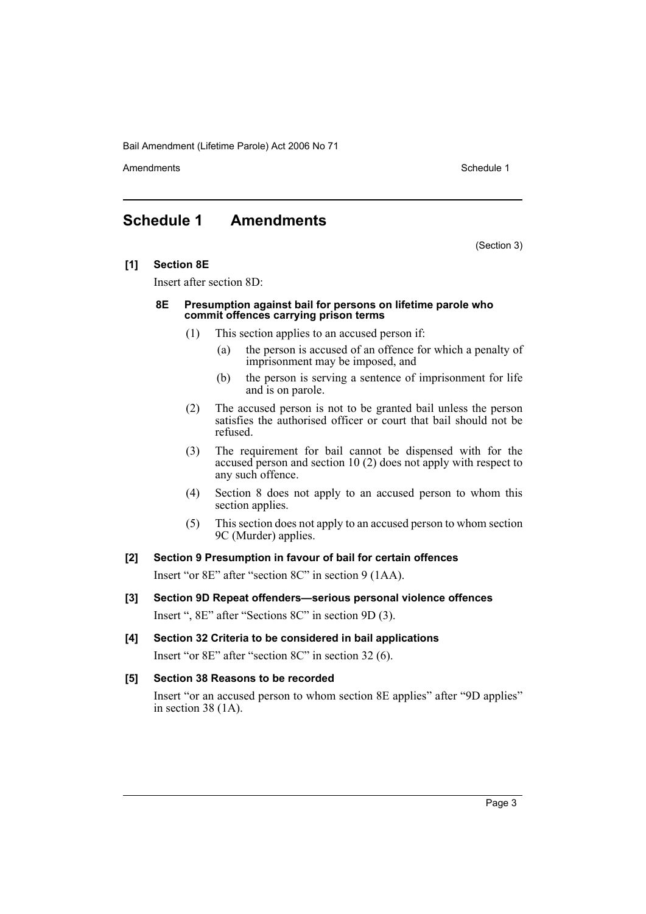# Schedule 1 Amendments

(Section 3)

**[1] Section 8E**

Insert after section 8D:

**8E Presumption against bail for persons on lifetime parole who commit offences carrying prison terms**

(1) This section applies to an accused person if:

(a) the person is accused of an offence for which a penalty of imprisonment may be imposed, and

(b) the person is serving a sentence of imprisonment for life and is on parole.

(2) The accused person is not to be granted bail unless the person satisfies the authorised officer or court that bail should not be refused.

(3) The requirement for bail cannot be dispensed with for the accused person and section 10 (2) does not apply with respect to any such offence.

(4) Section 8 does not apply to an accused person to whom this section applies.

(5) This section does not apply to an accused person to whom section 9C (Murder) applies.

**[2] Section 9 Presumption in favour of bail for certain offences**

Insert "or 8E" after "section 8C" in section 9 (1AA).

**[3] Section 9D Repeat offenders—serious personal violence offences**

Insert ", 8E" after "Sections 8C" in section 9D (3).

**[4] Section 32 Criteria to be considered in bail applications**

Insert "or 8E" after "section 8C" in section 32 (6).

**[5] Section 38 Reasons to be recorded**

Insert "or an accused person to whom section 8E applies" after "9D applies" in section 38 (1A).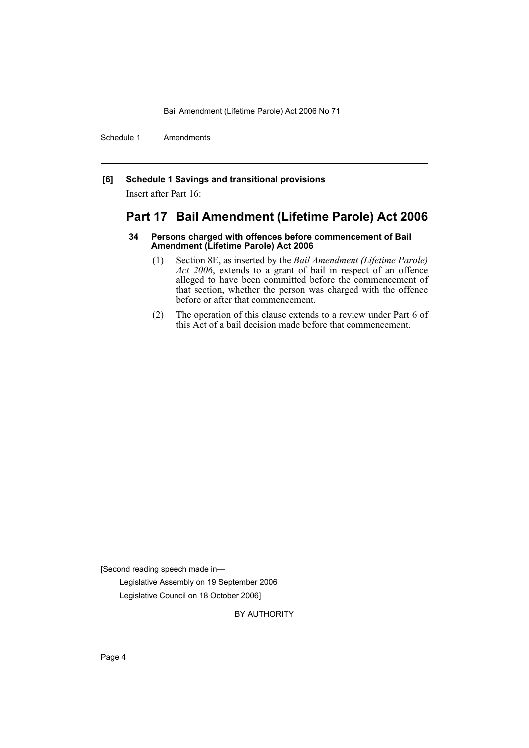**[6] Schedule 1 Savings and transitional provisions**

Insert after Part 16:

## Part 17 Bail Amendment (Lifetime Parole) Act 2006

### 34 Persons charged with offences before commencement of Bail Amendment (Lifetime Parole) Act 2006

(1) Section 8E, as inserted by the *Bail Amendment (Lifetime Parole) Act 2006*, extends to a grant of bail in respect of an offence alleged to have been committed before the commencement of that section, whether the person was charged with the offence before or after that commencement.

(2) The operation of this clause extends to a review under Part 6 of this Act of a bail decision made before that commencement.

[Second reading speech made in—

Legislative Assembly on 19 September 2006

Legislative Council on 18 October 2006]

BY AUTHORITY